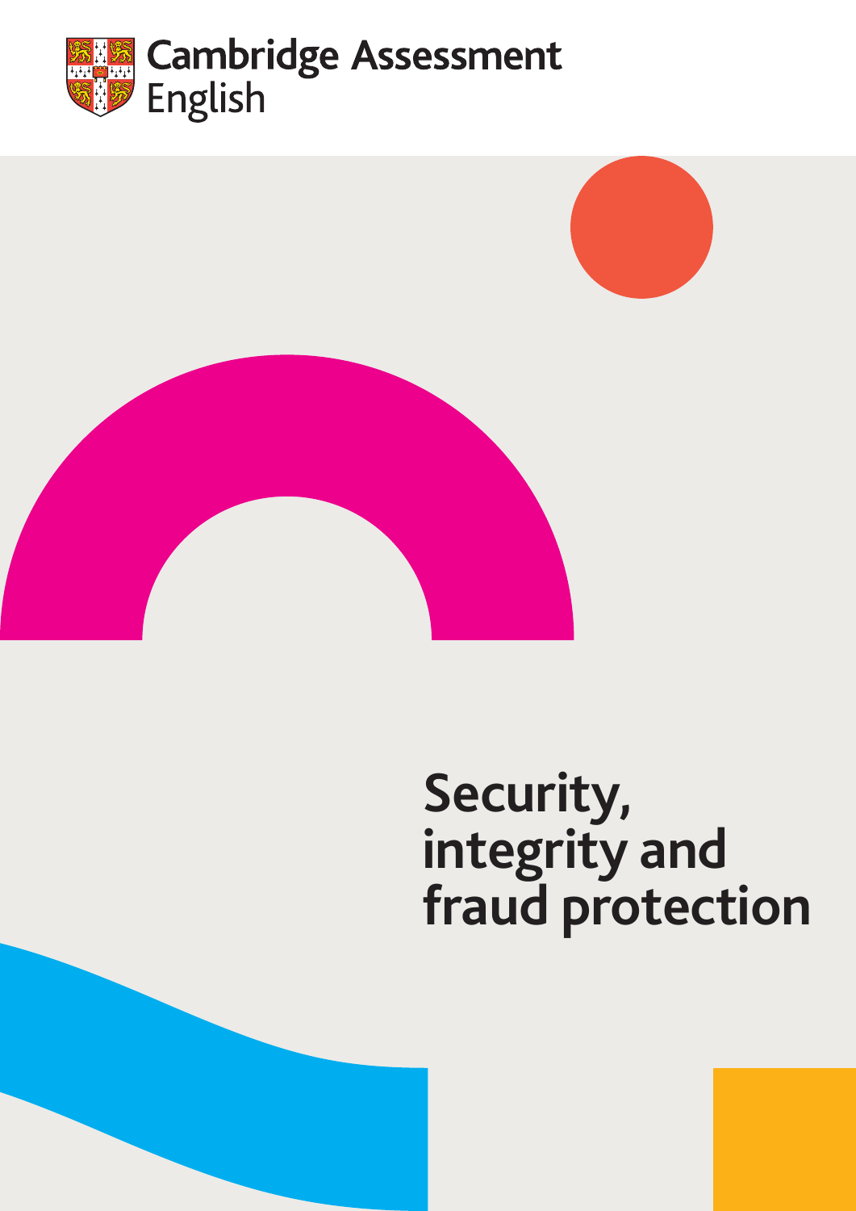Cambridge Assessment
English

# Security, integrity and fraud protection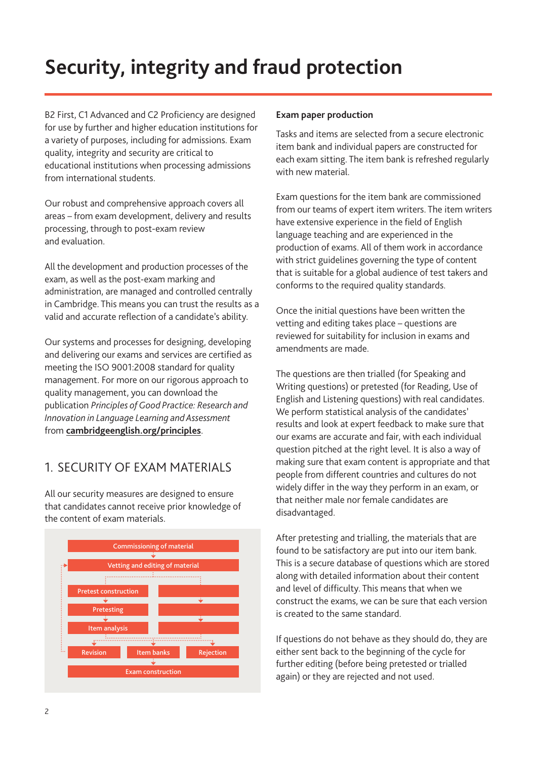# Security, integrity and fraud protection

B2 First, C1 Advanced and C2 Proficiency are designed for use by further and higher education institutions for a variety of purposes, including for admissions. Exam quality, integrity and security are critical to educational institutions when processing admissions from international students.

Our robust and comprehensive approach covers all areas – from exam development, delivery and results processing, through to post-exam review and evaluation.

All the development and production processes of the exam, as well as the post-exam marking and administration, are managed and controlled centrally in Cambridge. This means you can trust the results as a valid and accurate reflection of a candidate's ability.

Our systems and processes for designing, developing and delivering our exams and services are certified as meeting the ISO 9001:2008 standard for quality management. For more on our rigorous approach to quality management, you can download the publication *Principles of Good Practice: Research and Innovation in Language Learning and Assessment* from **cambridgeenglish.org/principles**.

## 1. SECURITY OF EXAM MATERIALS

All our security measures are designed to ensure that candidates cannot receive prior knowledge of the content of exam materials.

Commissioning of material → Vetting and editing of material → Pretest construction → Pretesting → Item analysis → Revision / Item banks / Rejection → Exam construction

### Exam paper production

Tasks and items are selected from a secure electronic item bank and individual papers are constructed for each exam sitting. The item bank is refreshed regularly with new material.

Exam questions for the item bank are commissioned from our teams of expert item writers. The item writers have extensive experience in the field of English language teaching and are experienced in the production of exams. All of them work in accordance with strict guidelines governing the type of content that is suitable for a global audience of test takers and conforms to the required quality standards.

Once the initial questions have been written the vetting and editing takes place – questions are reviewed for suitability for inclusion in exams and amendments are made.

The questions are then trialled (for Speaking and Writing questions) or pretested (for Reading, Use of English and Listening questions) with real candidates. We perform statistical analysis of the candidates' results and look at expert feedback to make sure that our exams are accurate and fair, with each individual question pitched at the right level. It is also a way of making sure that exam content is appropriate and that people from different countries and cultures do not widely differ in the way they perform in an exam, or that neither male nor female candidates are disadvantaged.

After pretesting and trialling, the materials that are found to be satisfactory are put into our item bank. This is a secure database of questions which are stored along with detailed information about their content and level of difficulty. This means that when we construct the exams, we can be sure that each version is created to the same standard.

If questions do not behave as they should do, they are either sent back to the beginning of the cycle for further editing (before being pretested or trialled again) or they are rejected and not used.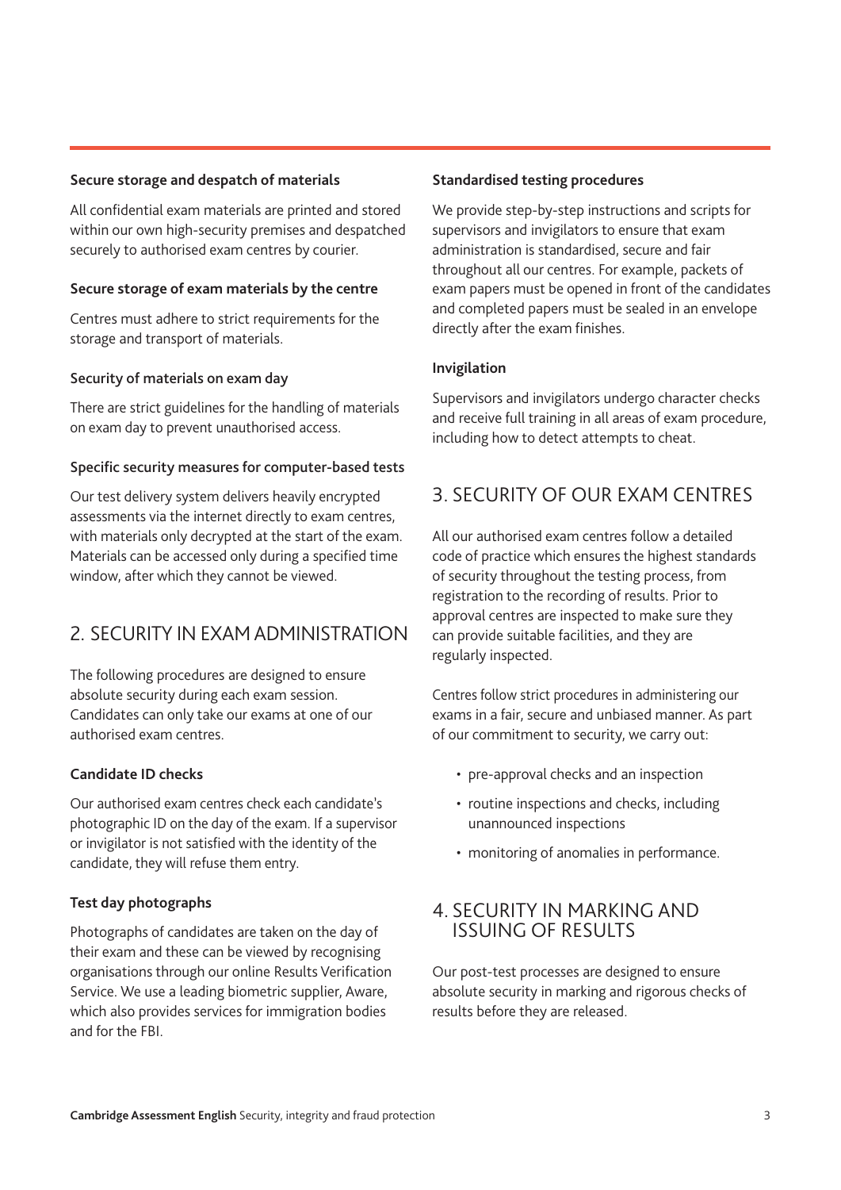#### Secure storage and despatch of materials

All confidential exam materials are printed and stored within our own high-security premises and despatched securely to authorised exam centres by courier.

#### Secure storage of exam materials by the centre

Centres must adhere to strict requirements for the storage and transport of materials.

#### Security of materials on exam day

There are strict guidelines for the handling of materials on exam day to prevent unauthorised access.

#### Specific security measures for computer-based tests

Our test delivery system delivers heavily encrypted assessments via the internet directly to exam centres, with materials only decrypted at the start of the exam. Materials can be accessed only during a specified time window, after which they cannot be viewed.

## 2. SECURITY IN EXAM ADMINISTRATION

The following procedures are designed to ensure absolute security during each exam session. Candidates can only take our exams at one of our authorised exam centres.

#### Candidate ID checks

Our authorised exam centres check each candidate's photographic ID on the day of the exam. If a supervisor or invigilator is not satisfied with the identity of the candidate, they will refuse them entry.

#### Test day photographs

Photographs of candidates are taken on the day of their exam and these can be viewed by recognising organisations through our online Results Verification Service. We use a leading biometric supplier, Aware, which also provides services for immigration bodies and for the FBI.

#### Standardised testing procedures

We provide step-by-step instructions and scripts for supervisors and invigilators to ensure that exam administration is standardised, secure and fair throughout all our centres. For example, packets of exam papers must be opened in front of the candidates and completed papers must be sealed in an envelope directly after the exam finishes.

#### Invigilation

Supervisors and invigilators undergo character checks and receive full training in all areas of exam procedure, including how to detect attempts to cheat.

## 3. SECURITY OF OUR EXAM CENTRES

All our authorised exam centres follow a detailed code of practice which ensures the highest standards of security throughout the testing process, from registration to the recording of results. Prior to approval centres are inspected to make sure they can provide suitable facilities, and they are regularly inspected.

Centres follow strict procedures in administering our exams in a fair, secure and unbiased manner. As part of our commitment to security, we carry out:

- pre-approval checks and an inspection
- routine inspections and checks, including unannounced inspections
- monitoring of anomalies in performance.

## 4. SECURITY IN MARKING AND ISSUING OF RESULTS

Our post-test processes are designed to ensure absolute security in marking and rigorous checks of results before they are released.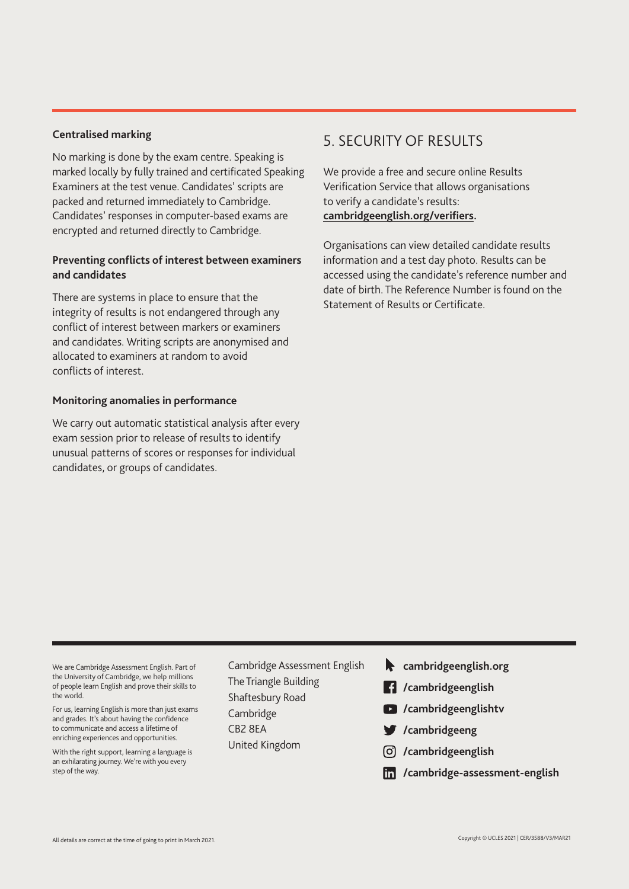### Centralised marking

No marking is done by the exam centre. Speaking is marked locally by fully trained and certificated Speaking Examiners at the test venue. Candidates' scripts are packed and returned immediately to Cambridge. Candidates' responses in computer-based exams are encrypted and returned directly to Cambridge.

### Preventing conflicts of interest between examiners and candidates

There are systems in place to ensure that the integrity of results is not endangered through any conflict of interest between markers or examiners and candidates. Writing scripts are anonymised and allocated to examiners at random to avoid conflicts of interest.

### Monitoring anomalies in performance

We carry out automatic statistical analysis after every exam session prior to release of results to identify unusual patterns of scores or responses for individual candidates, or groups of candidates.

## 5. SECURITY OF RESULTS

We provide a free and secure online Results Verification Service that allows organisations to verify a candidate's results: **cambridgeenglish.org/verifiers.**

Organisations can view detailed candidate results information and a test day photo. Results can be accessed using the candidate's reference number and date of birth. The Reference Number is found on the Statement of Results or Certificate.

---

We are Cambridge Assessment English. Part of the University of Cambridge, we help millions of people learn English and prove their skills to the world.

For us, learning English is more than just exams and grades. It's about having the confidence to communicate and access a lifetime of enriching experiences and opportunities.

With the right support, learning a language is an exhilarating journey. We're with you every step of the way.

Cambridge Assessment English
The Triangle Building
Shaftesbury Road
Cambridge
CB2 8EA
United Kingdom

**cambridgeenglish.org**
**/cambridgeenglish**
**/cambridgeenglishtv**
**/cambridgeeng**
**/cambridgeenglish**
**/cambridge-assessment-english**

All details are correct at the time of going to print in March 2021.

Copyright © UCLES 2021 | CER/3588/V3/MAR21